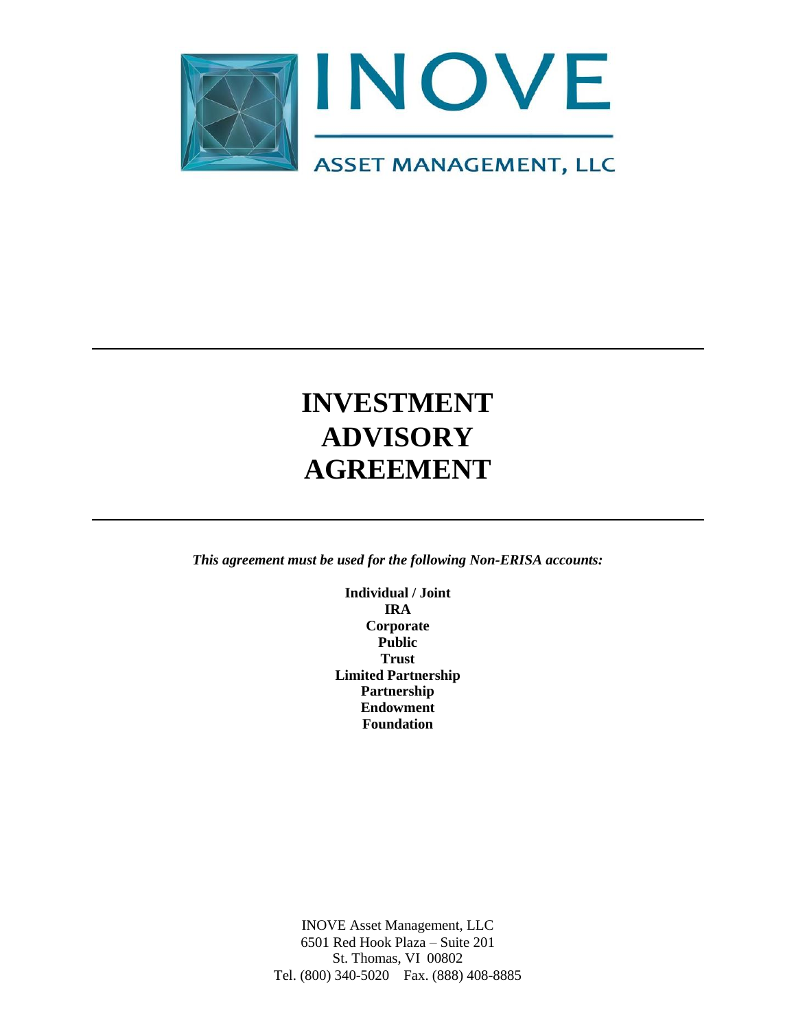INOVE

ASSET MANAGEMENT, LLC

---

# INVESTMENT ADVISORY AGREEMENT

---

***This agreement must be used for the following Non-ERISA accounts:***

**Individual / Joint**
**IRA**
**Corporate**
**Public**
**Trust**
**Limited Partnership**
**Partnership**
**Endowment**
**Foundation**

INOVE Asset Management, LLC
6501 Red Hook Plaza – Suite 201
St. Thomas, VI 00802
Tel. (800) 340-5020 Fax. (888) 408-8885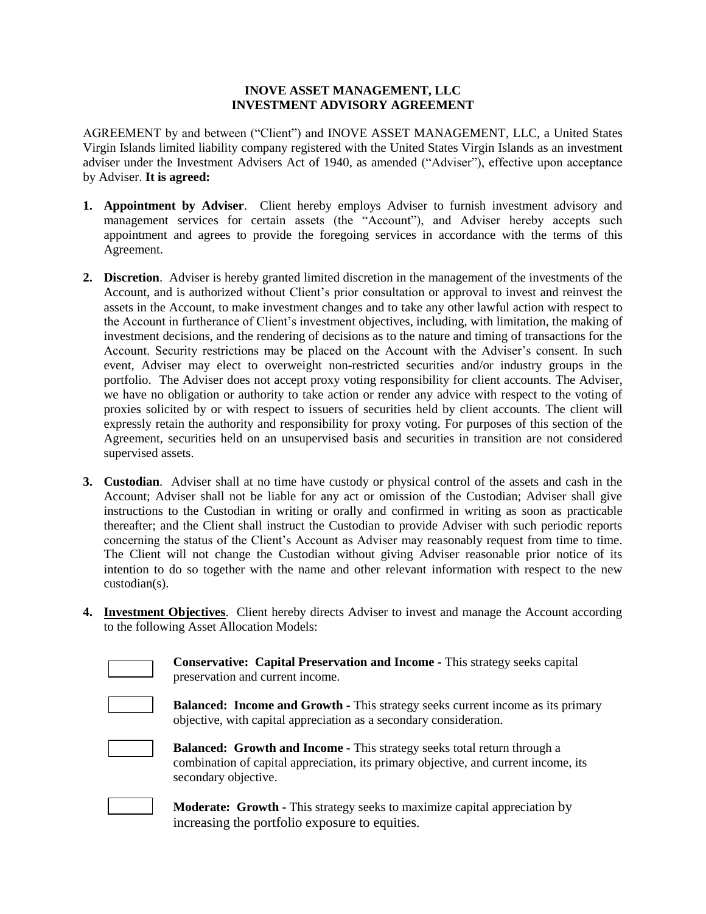**INOVE ASSET MANAGEMENT, LLC**
**INVESTMENT ADVISORY AGREEMENT**

AGREEMENT by and between ("Client") and INOVE ASSET MANAGEMENT, LLC, a United States Virgin Islands limited liability company registered with the United States Virgin Islands as an investment adviser under the Investment Advisers Act of 1940, as amended ("Adviser"), effective upon acceptance by Adviser. **It is agreed:**

1. **Appointment by Adviser**. Client hereby employs Adviser to furnish investment advisory and management services for certain assets (the "Account"), and Adviser hereby accepts such appointment and agrees to provide the foregoing services in accordance with the terms of this Agreement.

2. **Discretion**. Adviser is hereby granted limited discretion in the management of the investments of the Account, and is authorized without Client's prior consultation or approval to invest and reinvest the assets in the Account, to make investment changes and to take any other lawful action with respect to the Account in furtherance of Client's investment objectives, including, with limitation, the making of investment decisions, and the rendering of decisions as to the nature and timing of transactions for the Account. Security restrictions may be placed on the Account with the Adviser's consent. In such event, Adviser may elect to overweight non-restricted securities and/or industry groups in the portfolio. The Adviser does not accept proxy voting responsibility for client accounts. The Adviser, we have no obligation or authority to take action or render any advice with respect to the voting of proxies solicited by or with respect to issuers of securities held by client accounts. The client will expressly retain the authority and responsibility for proxy voting. For purposes of this section of the Agreement, securities held on an unsupervised basis and securities in transition are not considered supervised assets.

3. **Custodian**. Adviser shall at no time have custody or physical control of the assets and cash in the Account; Adviser shall not be liable for any act or omission of the Custodian; Adviser shall give instructions to the Custodian in writing or orally and confirmed in writing as soon as practicable thereafter; and the Client shall instruct the Custodian to provide Adviser with such periodic reports concerning the status of the Client's Account as Adviser may reasonably request from time to time. The Client will not change the Custodian without giving Adviser reasonable prior notice of its intention to do so together with the name and other relevant information with respect to the new custodian(s).

4. **<u>Investment Objectives</u>**. Client hereby directs Adviser to invest and manage the Account according to the following Asset Allocation Models:

   ☐ **Conservative: Capital Preservation and Income -** This strategy seeks capital preservation and current income.

   ☐ **Balanced: Income and Growth -** This strategy seeks current income as its primary objective, with capital appreciation as a secondary consideration.

   ☐ **Balanced: Growth and Income -** This strategy seeks total return through a combination of capital appreciation, its primary objective, and current income, its secondary objective.

   ☐ **Moderate: Growth -** This strategy seeks to maximize capital appreciation by increasing the portfolio exposure to equities.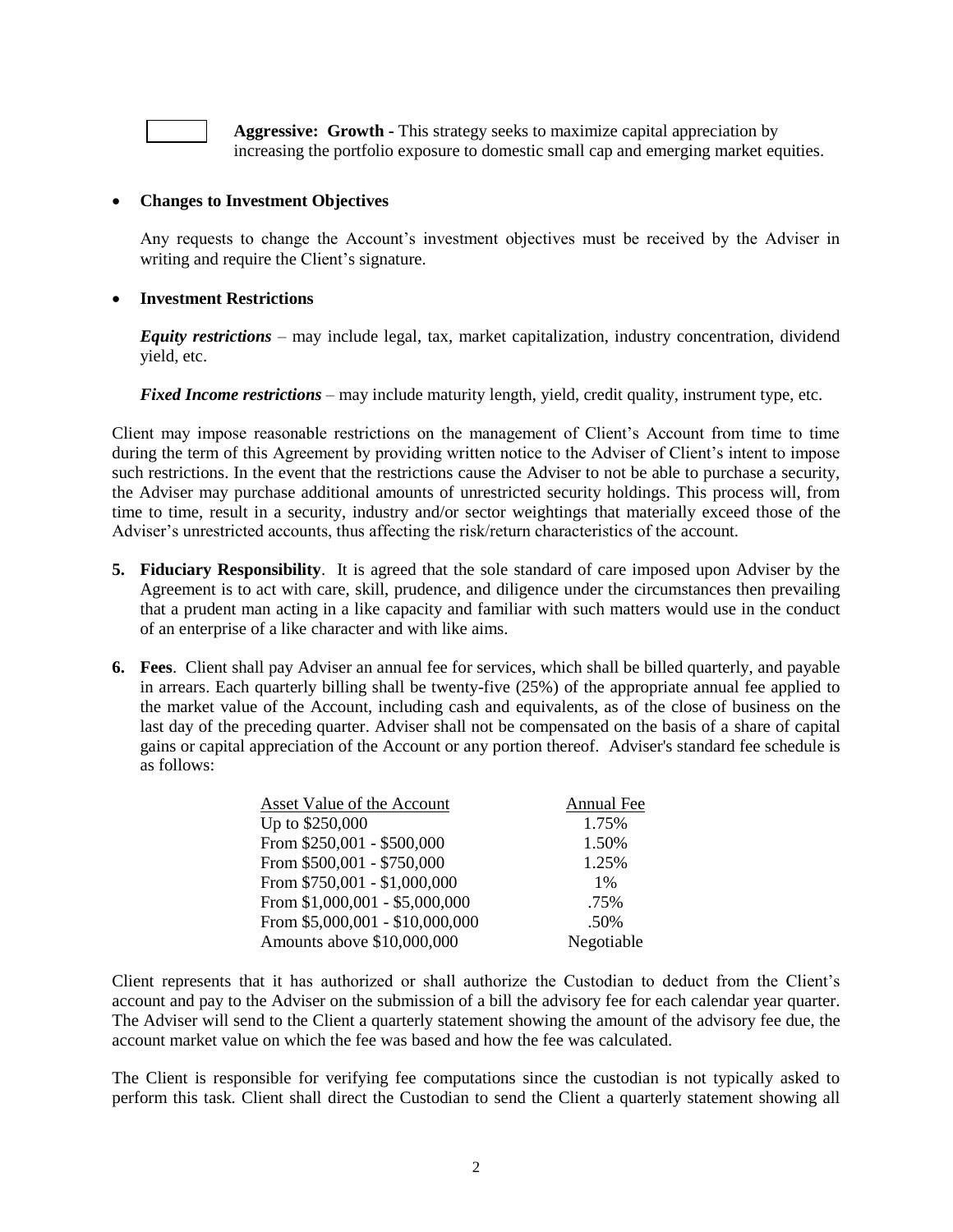☐ **Aggressive: Growth** - This strategy seeks to maximize capital appreciation by increasing the portfolio exposure to domestic small cap and emerging market equities.

- **Changes to Investment Objectives**

  Any requests to change the Account's investment objectives must be received by the Adviser in writing and require the Client's signature.

- **Investment Restrictions**

  ***Equity restrictions*** – may include legal, tax, market capitalization, industry concentration, dividend yield, etc.

  ***Fixed Income restrictions*** – may include maturity length, yield, credit quality, instrument type, etc.

Client may impose reasonable restrictions on the management of Client's Account from time to time during the term of this Agreement by providing written notice to the Adviser of Client's intent to impose such restrictions. In the event that the restrictions cause the Adviser to not be able to purchase a security, the Adviser may purchase additional amounts of unrestricted security holdings. This process will, from time to time, result in a security, industry and/or sector weightings that materially exceed those of the Adviser's unrestricted accounts, thus affecting the risk/return characteristics of the account.

**5. Fiduciary Responsibility**. It is agreed that the sole standard of care imposed upon Adviser by the Agreement is to act with care, skill, prudence, and diligence under the circumstances then prevailing that a prudent man acting in a like capacity and familiar with such matters would use in the conduct of an enterprise of a like character and with like aims.

**6. Fees**. Client shall pay Adviser an annual fee for services, which shall be billed quarterly, and payable in arrears. Each quarterly billing shall be twenty-five (25%) of the appropriate annual fee applied to the market value of the Account, including cash and equivalents, as of the close of business on the last day of the preceding quarter. Adviser shall not be compensated on the basis of a share of capital gains or capital appreciation of the Account or any portion thereof. Adviser's standard fee schedule is as follows:

| Asset Value of the Account | Annual Fee |
|---|---|
| Up to $250,000 | 1.75% |
| From $250,001 - $500,000 | 1.50% |
| From $500,001 - $750,000 | 1.25% |
| From $750,001 - $1,000,000 | 1% |
| From $1,000,001 - $5,000,000 | .75% |
| From $5,000,001 - $10,000,000 | .50% |
| Amounts above $10,000,000 | Negotiable |

Client represents that it has authorized or shall authorize the Custodian to deduct from the Client's account and pay to the Adviser on the submission of a bill the advisory fee for each calendar year quarter. The Adviser will send to the Client a quarterly statement showing the amount of the advisory fee due, the account market value on which the fee was based and how the fee was calculated.

The Client is responsible for verifying fee computations since the custodian is not typically asked to perform this task. Client shall direct the Custodian to send the Client a quarterly statement showing all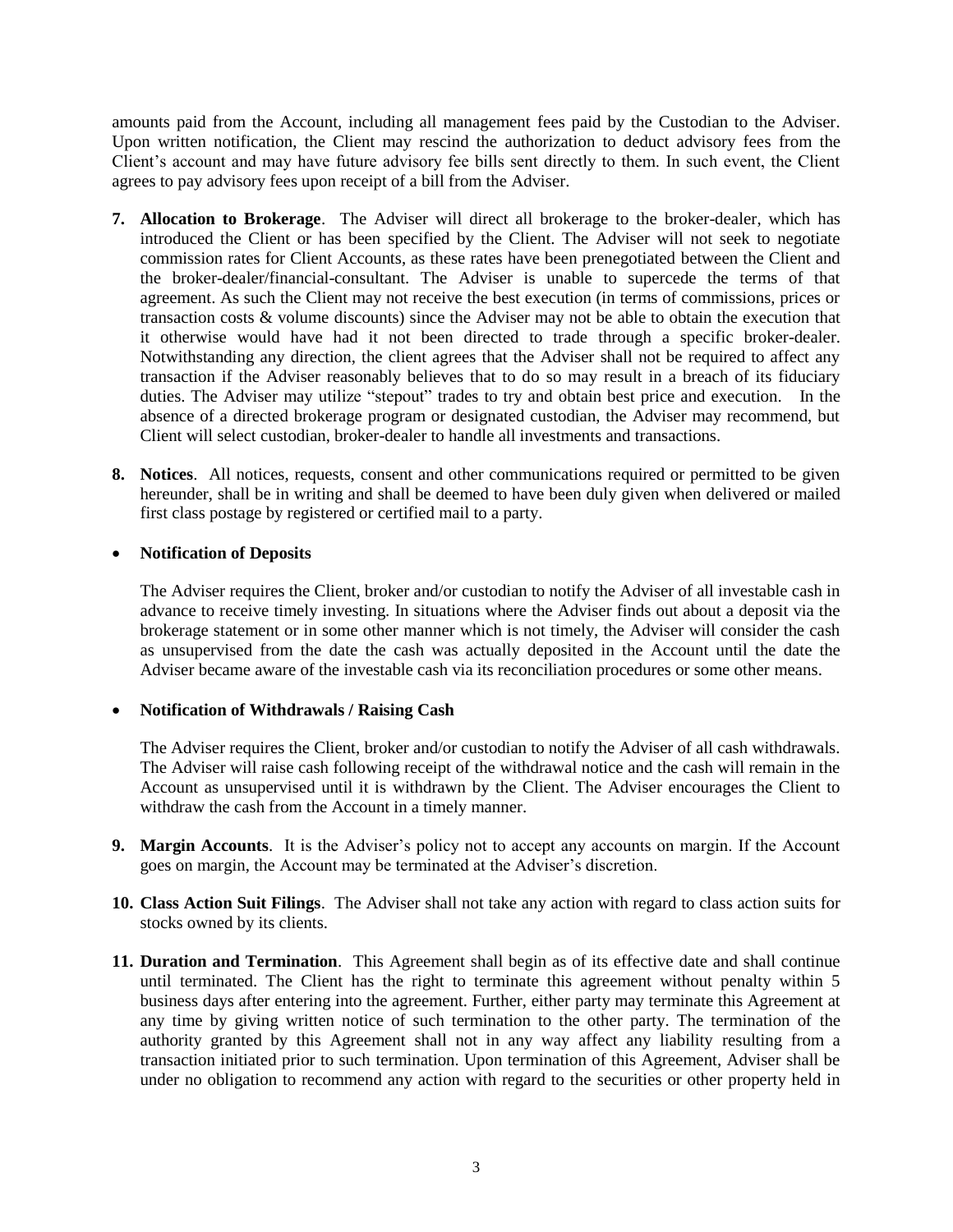amounts paid from the Account, including all management fees paid by the Custodian to the Adviser. Upon written notification, the Client may rescind the authorization to deduct advisory fees from the Client's account and may have future advisory fee bills sent directly to them. In such event, the Client agrees to pay advisory fees upon receipt of a bill from the Adviser.

7. **Allocation to Brokerage**. The Adviser will direct all brokerage to the broker-dealer, which has introduced the Client or has been specified by the Client. The Adviser will not seek to negotiate commission rates for Client Accounts, as these rates have been prenegotiated between the Client and the broker-dealer/financial-consultant. The Adviser is unable to supercede the terms of that agreement. As such the Client may not receive the best execution (in terms of commissions, prices or transaction costs & volume discounts) since the Adviser may not be able to obtain the execution that it otherwise would have had it not been directed to trade through a specific broker-dealer. Notwithstanding any direction, the client agrees that the Adviser shall not be required to affect any transaction if the Adviser reasonably believes that to do so may result in a breach of its fiduciary duties. The Adviser may utilize "stepout" trades to try and obtain best price and execution. In the absence of a directed brokerage program or designated custodian, the Adviser may recommend, but Client will select custodian, broker-dealer to handle all investments and transactions.

8. **Notices**. All notices, requests, consent and other communications required or permitted to be given hereunder, shall be in writing and shall be deemed to have been duly given when delivered or mailed first class postage by registered or certified mail to a party.

- **Notification of Deposits**

  The Adviser requires the Client, broker and/or custodian to notify the Adviser of all investable cash in advance to receive timely investing. In situations where the Adviser finds out about a deposit via the brokerage statement or in some other manner which is not timely, the Adviser will consider the cash as unsupervised from the date the cash was actually deposited in the Account until the date the Adviser became aware of the investable cash via its reconciliation procedures or some other means.

- **Notification of Withdrawals / Raising Cash**

  The Adviser requires the Client, broker and/or custodian to notify the Adviser of all cash withdrawals. The Adviser will raise cash following receipt of the withdrawal notice and the cash will remain in the Account as unsupervised until it is withdrawn by the Client. The Adviser encourages the Client to withdraw the cash from the Account in a timely manner.

9. **Margin Accounts**. It is the Adviser's policy not to accept any accounts on margin. If the Account goes on margin, the Account may be terminated at the Adviser's discretion.

10. **Class Action Suit Filings**. The Adviser shall not take any action with regard to class action suits for stocks owned by its clients.

11. **Duration and Termination**. This Agreement shall begin as of its effective date and shall continue until terminated. The Client has the right to terminate this agreement without penalty within 5 business days after entering into the agreement. Further, either party may terminate this Agreement at any time by giving written notice of such termination to the other party. The termination of the authority granted by this Agreement shall not in any way affect any liability resulting from a transaction initiated prior to such termination. Upon termination of this Agreement, Adviser shall be under no obligation to recommend any action with regard to the securities or other property held in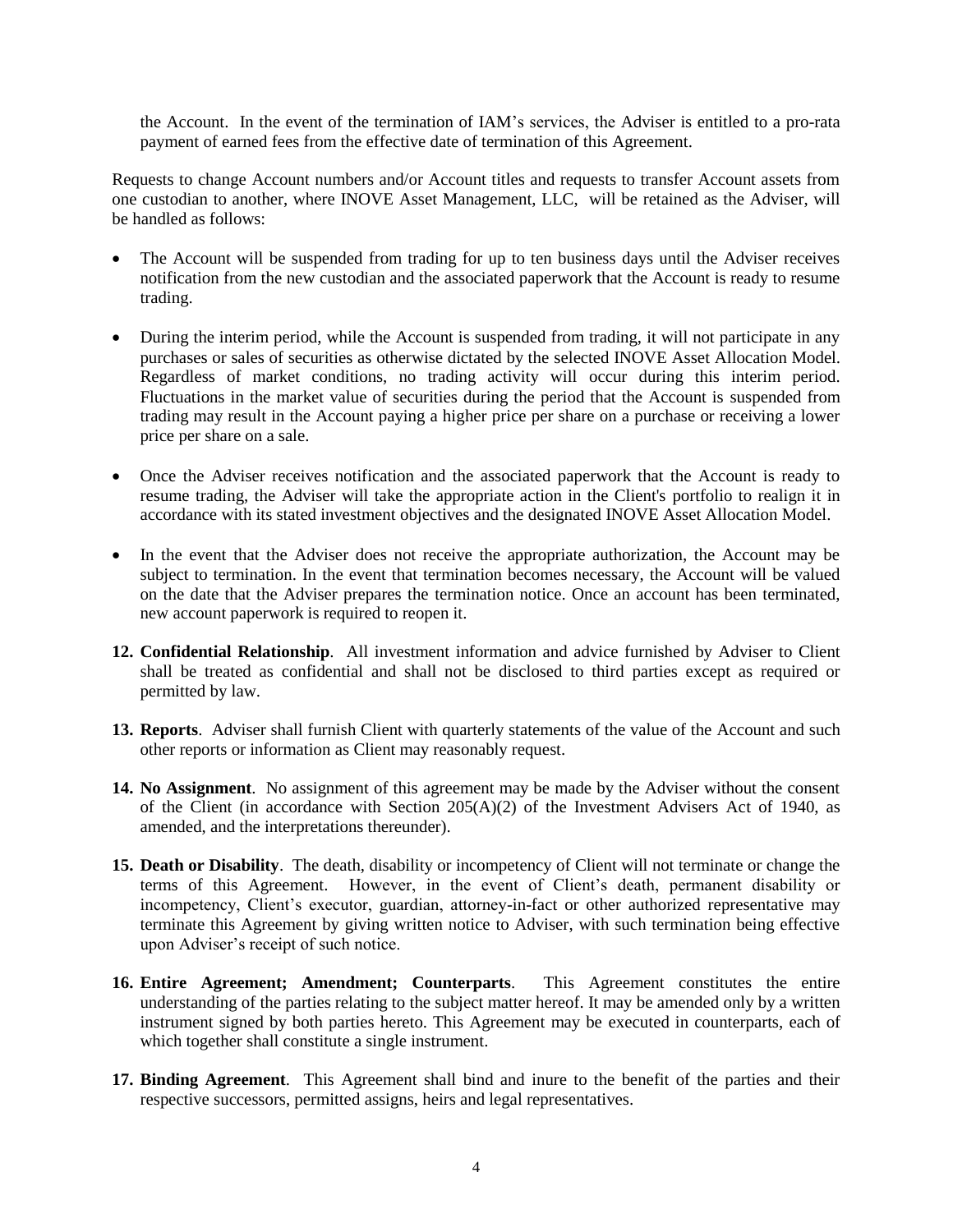the Account. In the event of the termination of IAM's services, the Adviser is entitled to a pro-rata payment of earned fees from the effective date of termination of this Agreement.

Requests to change Account numbers and/or Account titles and requests to transfer Account assets from one custodian to another, where INOVE Asset Management, LLC, will be retained as the Adviser, will be handled as follows:

- The Account will be suspended from trading for up to ten business days until the Adviser receives notification from the new custodian and the associated paperwork that the Account is ready to resume trading.
- During the interim period, while the Account is suspended from trading, it will not participate in any purchases or sales of securities as otherwise dictated by the selected INOVE Asset Allocation Model. Regardless of market conditions, no trading activity will occur during this interim period. Fluctuations in the market value of securities during the period that the Account is suspended from trading may result in the Account paying a higher price per share on a purchase or receiving a lower price per share on a sale.
- Once the Adviser receives notification and the associated paperwork that the Account is ready to resume trading, the Adviser will take the appropriate action in the Client's portfolio to realign it in accordance with its stated investment objectives and the designated INOVE Asset Allocation Model.
- In the event that the Adviser does not receive the appropriate authorization, the Account may be subject to termination. In the event that termination becomes necessary, the Account will be valued on the date that the Adviser prepares the termination notice. Once an account has been terminated, new account paperwork is required to reopen it.

12. **Confidential Relationship**. All investment information and advice furnished by Adviser to Client shall be treated as confidential and shall not be disclosed to third parties except as required or permitted by law.

13. **Reports**. Adviser shall furnish Client with quarterly statements of the value of the Account and such other reports or information as Client may reasonably request.

14. **No Assignment**. No assignment of this agreement may be made by the Adviser without the consent of the Client (in accordance with Section 205(A)(2) of the Investment Advisers Act of 1940, as amended, and the interpretations thereunder).

15. **Death or Disability**. The death, disability or incompetency of Client will not terminate or change the terms of this Agreement. However, in the event of Client's death, permanent disability or incompetency, Client's executor, guardian, attorney-in-fact or other authorized representative may terminate this Agreement by giving written notice to Adviser, with such termination being effective upon Adviser's receipt of such notice.

16. **Entire Agreement; Amendment; Counterparts**. This Agreement constitutes the entire understanding of the parties relating to the subject matter hereof. It may be amended only by a written instrument signed by both parties hereto. This Agreement may be executed in counterparts, each of which together shall constitute a single instrument.

17. **Binding Agreement**. This Agreement shall bind and inure to the benefit of the parties and their respective successors, permitted assigns, heirs and legal representatives.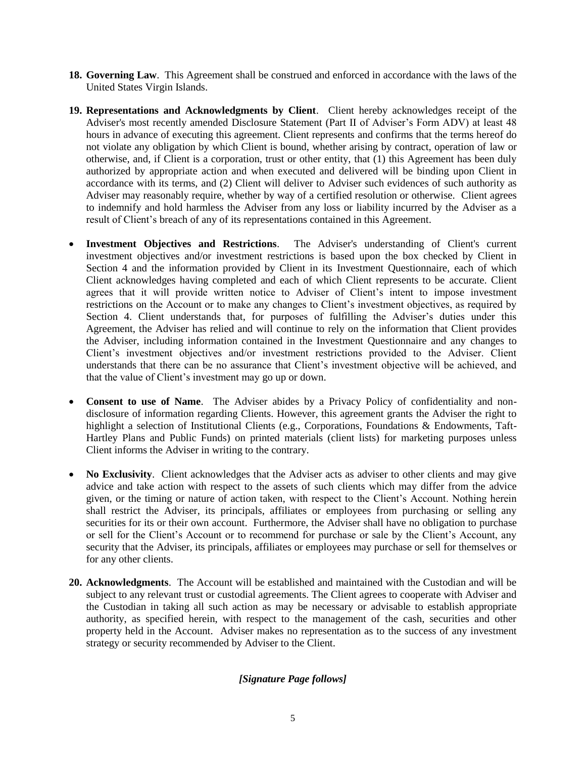**18. Governing Law**. This Agreement shall be construed and enforced in accordance with the laws of the United States Virgin Islands.

**19. Representations and Acknowledgments by Client**. Client hereby acknowledges receipt of the Adviser's most recently amended Disclosure Statement (Part II of Adviser's Form ADV) at least 48 hours in advance of executing this agreement. Client represents and confirms that the terms hereof do not violate any obligation by which Client is bound, whether arising by contract, operation of law or otherwise, and, if Client is a corporation, trust or other entity, that (1) this Agreement has been duly authorized by appropriate action and when executed and delivered will be binding upon Client in accordance with its terms, and (2) Client will deliver to Adviser such evidences of such authority as Adviser may reasonably require, whether by way of a certified resolution or otherwise. Client agrees to indemnify and hold harmless the Adviser from any loss or liability incurred by the Adviser as a result of Client's breach of any of its representations contained in this Agreement.

- **Investment Objectives and Restrictions**. The Adviser's understanding of Client's current investment objectives and/or investment restrictions is based upon the box checked by Client in Section 4 and the information provided by Client in its Investment Questionnaire, each of which Client acknowledges having completed and each of which Client represents to be accurate. Client agrees that it will provide written notice to Adviser of Client's intent to impose investment restrictions on the Account or to make any changes to Client's investment objectives, as required by Section 4. Client understands that, for purposes of fulfilling the Adviser's duties under this Agreement, the Adviser has relied and will continue to rely on the information that Client provides the Adviser, including information contained in the Investment Questionnaire and any changes to Client's investment objectives and/or investment restrictions provided to the Adviser. Client understands that there can be no assurance that Client's investment objective will be achieved, and that the value of Client's investment may go up or down.

- **Consent to use of Name**. The Adviser abides by a Privacy Policy of confidentiality and non-disclosure of information regarding Clients. However, this agreement grants the Adviser the right to highlight a selection of Institutional Clients (e.g., Corporations, Foundations & Endowments, Taft-Hartley Plans and Public Funds) on printed materials (client lists) for marketing purposes unless Client informs the Adviser in writing to the contrary.

- **No Exclusivity**. Client acknowledges that the Adviser acts as adviser to other clients and may give advice and take action with respect to the assets of such clients which may differ from the advice given, or the timing or nature of action taken, with respect to the Client's Account. Nothing herein shall restrict the Adviser, its principals, affiliates or employees from purchasing or selling any securities for its or their own account. Furthermore, the Adviser shall have no obligation to purchase or sell for the Client's Account or to recommend for purchase or sale by the Client's Account, any security that the Adviser, its principals, affiliates or employees may purchase or sell for themselves or for any other clients.

**20. Acknowledgments**. The Account will be established and maintained with the Custodian and will be subject to any relevant trust or custodial agreements. The Client agrees to cooperate with Adviser and the Custodian in taking all such action as may be necessary or advisable to establish appropriate authority, as specified herein, with respect to the management of the cash, securities and other property held in the Account. Adviser makes no representation as to the success of any investment strategy or security recommended by Adviser to the Client.

***[Signature Page follows]***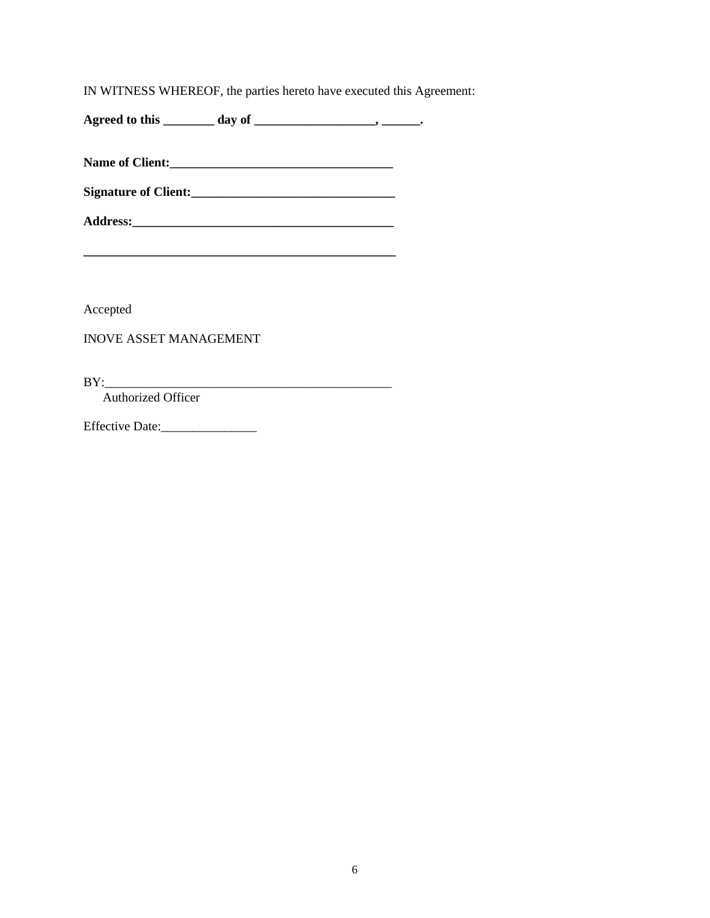IN WITNESS WHEREOF, the parties hereto have executed this Agreement:

**Agreed to this ________ day of ___________________, ______.**

**Name of Client:___________________________________**

**Signature of Client:_______________________________**

**Address:_________________________________________**

**__________________________________________________**

Accepted

INOVE ASSET MANAGEMENT

BY:_____________________________________________
Authorized Officer

Effective Date:_______________